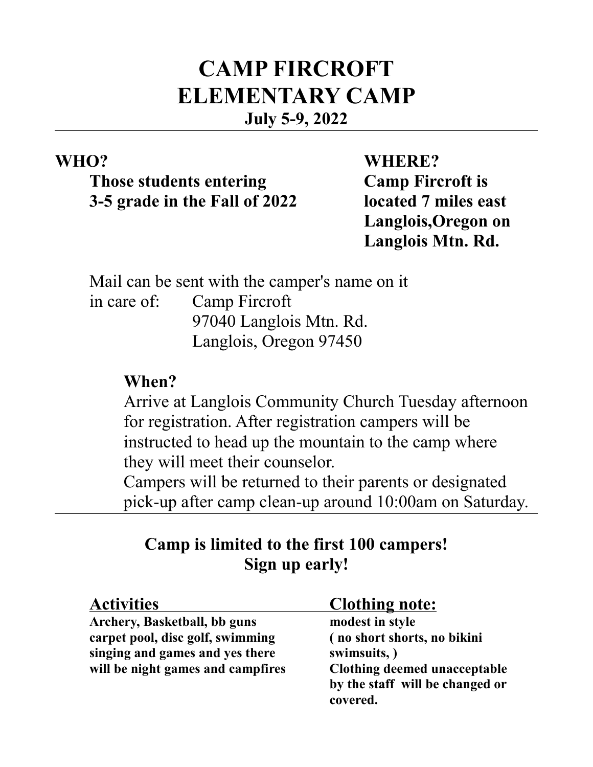# CAMP FIRCROFT
# ELEMENTARY CAMP

**July 5-9, 2022**

---

**WHO?**

**Those students entering 3-5 grade in the Fall of 2022**

**WHERE?**

**Camp Fircroft is located 7 miles east Langlois,Oregon on Langlois Mtn. Rd.**

Mail can be sent with the camper's name on it in care of:

Camp Fircroft
97040 Langlois Mtn. Rd.
Langlois, Oregon 97450

**When?**

Arrive at Langlois Community Church Tuesday afternoon for registration. After registration campers will be instructed to head up the mountain to the camp where they will meet their counselor.

Campers will be returned to their parents or designated pick-up after camp clean-up around 10:00am on Saturday.

---

**Camp is limited to the first 100 campers!**
**Sign up early!**

**Activities**

**Archery, Basketball, bb guns carpet pool, disc golf, swimming singing and games and yes there will be night games and campfires**

**Clothing note:**

**modest in style ( no short shorts, no bikini swimsuits, ) Clothing deemed unacceptable by the staff will be changed or covered.**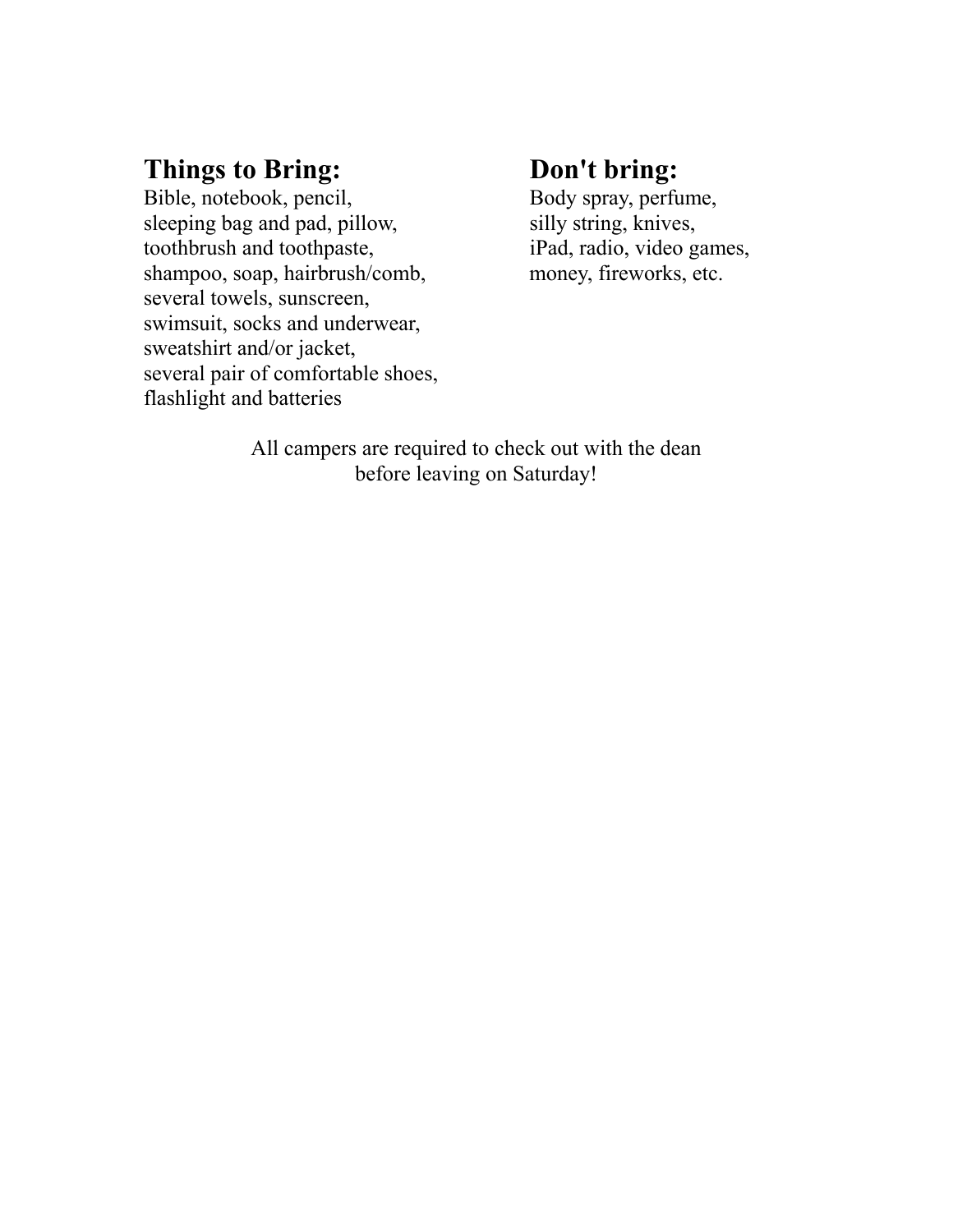## Things to Bring:

Bible, notebook, pencil,
sleeping bag and pad, pillow,
toothbrush and toothpaste,
shampoo, soap, hairbrush/comb,
several towels, sunscreen,
swimsuit, socks and underwear,
sweatshirt and/or jacket,
several pair of comfortable shoes,
flashlight and batteries

## Don't bring:

Body spray, perfume,
silly string, knives,
iPad, radio, video games,
money, fireworks, etc.

All campers are required to check out with the dean before leaving on Saturday!